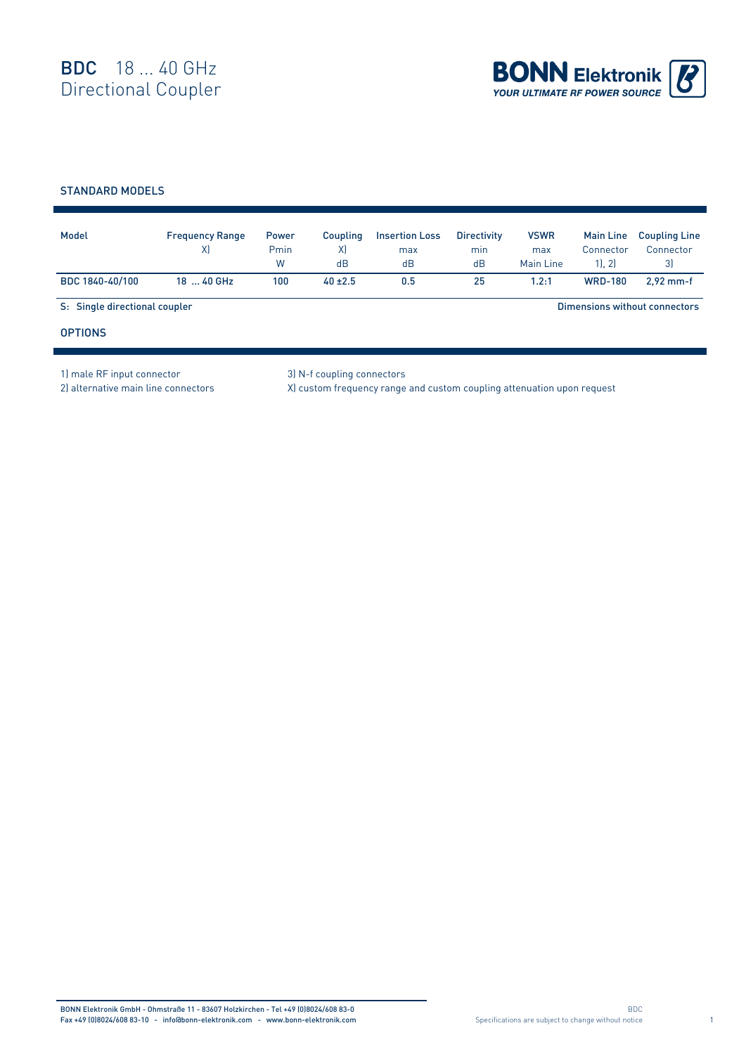# BDC 18 ... 40 GHz
Directional Coupler

BONN Elektronik
YOUR ULTIMATE RF POWER SOURCE

## STANDARD MODELS

| Model | Frequency Range X) | Power Pmin W | Coupling X) dB | Insertion Loss max dB | Directivity min dB | VSWR max Main Line | Main Line Connector 1), 2) | Coupling Line Connector 3) |
|---|---|---|---|---|---|---|---|---|
| BDC 1840-40/100 | 18 ... 40 GHz | 100 | 40 ±2.5 | 0.5 | 25 | 1.2:1 | WRD-180 | 2,92 mm-f |

S: Single directional coupler

Dimensions without connectors

## OPTIONS

1) male RF input connector
2) alternative main line connectors
3) N-f coupling connectors
X) custom frequency range and custom coupling attenuation upon request

BONN Elektronik GmbH - Ohmstraße 11 - 83607 Holzkirchen - Tel +49 (0)8024/608 83-0
Fax +49 (0)8024/608 83-10 - info@bonn-elektronik.com - www.bonn-elektronik.com

Specifications are subject to change without notice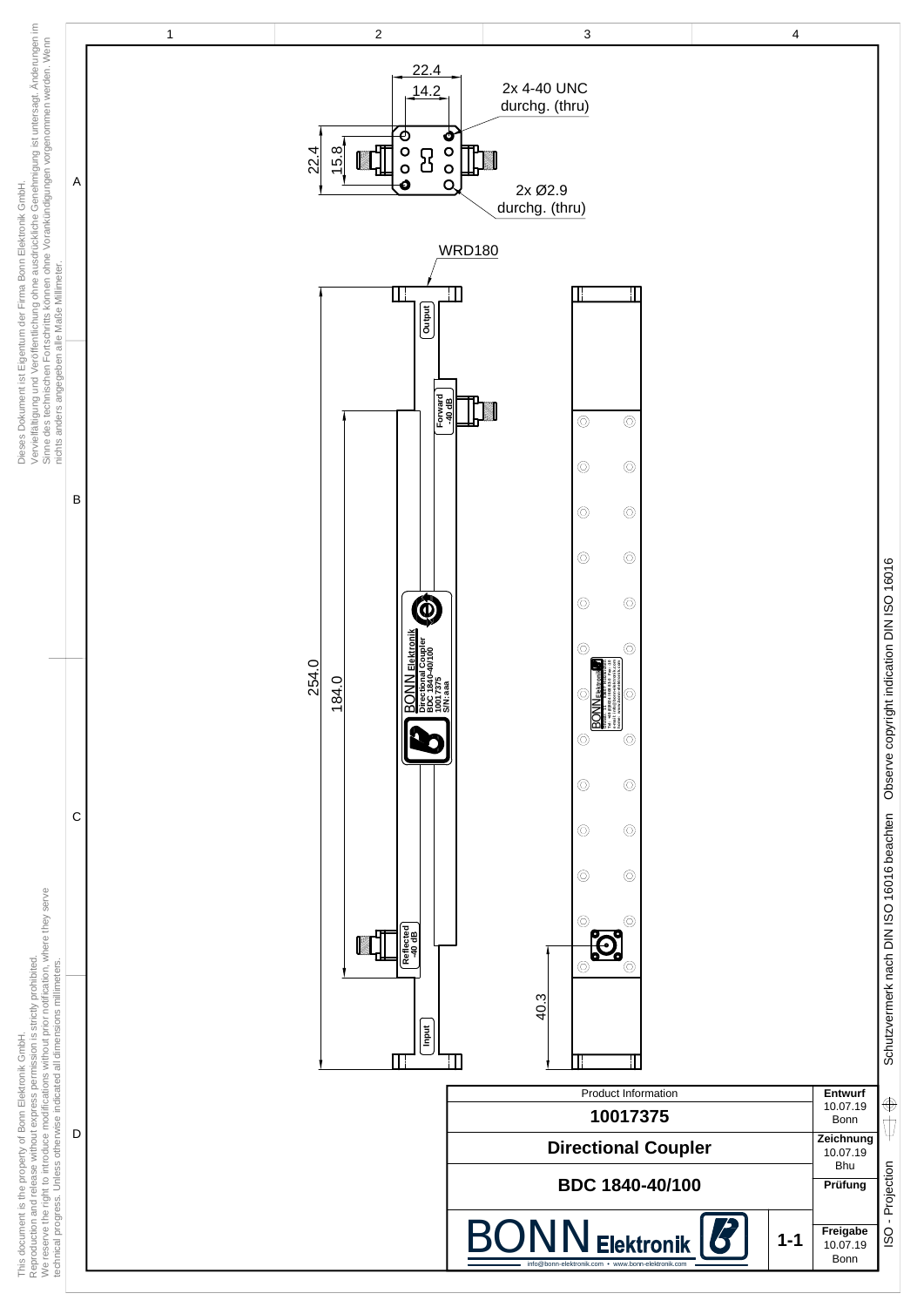22.4

14.2

2x 4-40 UNC
durchg. (thru)

22.4

15.8

2x Ø2.9
durchg. (thru)

WRD180

Output

Forward
-40 dB

254.0

184.0

BONN Elektronik
Directional Coupler
BDC 1840-40/100
10017375
S/N: aaa

Reflected
-40 dB

Input

40.3

Dieses Dokument ist Eigentum der Firma Bonn Elektronik GmbH.
Vervielfältigung und Veröffentlichung ohne ausdrückliche Genehmigung ist untersagt. Änderungen im Sinne des technischen Fortschritts können ohne Vorankündigungen vorgenommen werden. Wenn nichts anders angegeben alle Maße Millimeter.

This document is the property of Bonn Elektronik GmbH.
Reproduction and release without express permission is strictly prohibited.
We reserve the right to introduce modifications without prior notification, where they serve technical progress. Unless otherwise indicated all dimensions millimeters.

Schutzvermerk nach DIN ISO 16016 beachten Observe copyright indication DIN ISO 16016

ISO - Projection

| Product Information | | Entwurf 10.07.19 Bonn |
|---|---|---|
| **10017375** | | |
| **Directional Coupler** | | **Zeichnung** 10.07.19 Bhu |
| **BDC 1840-40/100** | | **Prüfung** |
| BONN Elektronik info@bonn-elektronik.com • www.bonn-elektronik.com | **1-1** | **Freigabe** 10.07.19 Bonn |